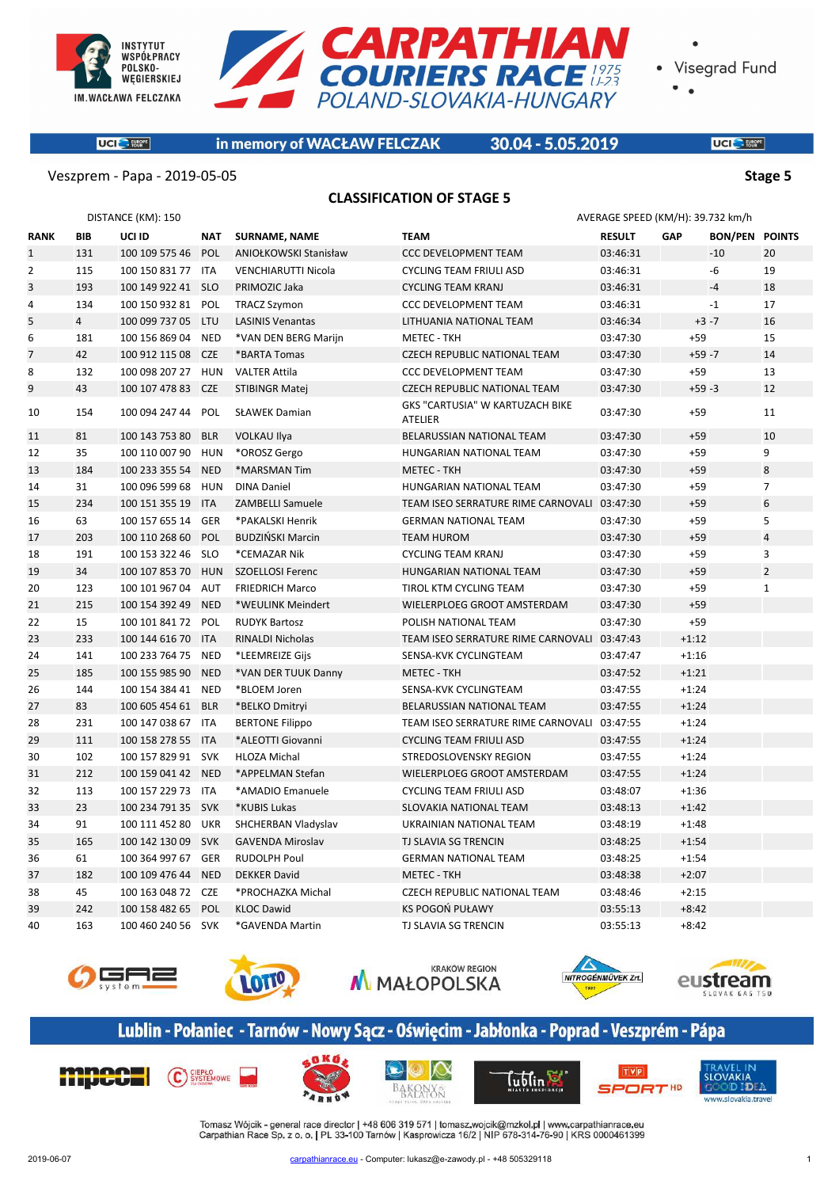# CARPATHIAN COURIERS RACE 1975 U-23 POLAND-SLOVAKIA-HUNGARY

in memory of WACŁAW FELCZAK 30.04 - 5.05.2019

Veszprem - Papa - 2019-05-05 **Stage 5**

## CLASSIFICATION OF STAGE 5

DISTANCE (KM): 150 AVERAGE SPEED (KM/H): 39.732 km/h

| RANK | BIB | UCI ID | NAT | SURNAME, NAME | TEAM | RESULT | GAP | BON/PEN | POINTS |
|---|---|---|---|---|---|---|---|---|---|
| 1 | 131 | 100 109 575 46 | POL | ANIOŁKOWSKI Stanisław | CCC DEVELOPMENT TEAM | 03:46:31 | | -10 | 20 |
| 2 | 115 | 100 150 831 77 | ITA | VENCHIARUTTI Nicola | CYCLING TEAM FRIULI ASD | 03:46:31 | | -6 | 19 |
| 3 | 193 | 100 149 922 41 | SLO | PRIMOZIC Jaka | CYCLING TEAM KRANJ | 03:46:31 | | -4 | 18 |
| 4 | 134 | 100 150 932 81 | POL | TRACZ Szymon | CCC DEVELOPMENT TEAM | 03:46:31 | | -1 | 17 |
| 5 | 4 | 100 099 737 05 | LTU | LASINIS Venantas | LITHUANIA NATIONAL TEAM | 03:46:34 | +3 | -7 | 16 |
| 6 | 181 | 100 156 869 04 | NED | *VAN DEN BERG Marijn | METEC - TKH | 03:47:30 | +59 | | 15 |
| 7 | 42 | 100 912 115 08 | CZE | *BARTA Tomas | CZECH REPUBLIC NATIONAL TEAM | 03:47:30 | +59 | -7 | 14 |
| 8 | 132 | 100 098 207 27 | HUN | VALTER Attila | CCC DEVELOPMENT TEAM | 03:47:30 | +59 | | 13 |
| 9 | 43 | 100 107 478 83 | CZE | STIBINGR Matej | CZECH REPUBLIC NATIONAL TEAM | 03:47:30 | +59 | -3 | 12 |
| 10 | 154 | 100 094 247 44 | POL | SŁAWEK Damian | GKS "CARTUSIA" W KARTUZACH BIKE ATELIER | 03:47:30 | +59 | | 11 |
| 11 | 81 | 100 143 753 80 | BLR | VOLKAU Ilya | BELARUSSIAN NATIONAL TEAM | 03:47:30 | +59 | | 10 |
| 12 | 35 | 100 110 007 90 | HUN | *OROSZ Gergo | HUNGARIAN NATIONAL TEAM | 03:47:30 | +59 | | 9 |
| 13 | 184 | 100 233 355 54 | NED | *MARSMAN Tim | METEC - TKH | 03:47:30 | +59 | | 8 |
| 14 | 31 | 100 096 599 68 | HUN | DINA Daniel | HUNGARIAN NATIONAL TEAM | 03:47:30 | +59 | | 7 |
| 15 | 234 | 100 151 355 19 | ITA | ZAMBELLI Samuele | TEAM ISEO SERRATURE RIME CARNOVALI | 03:47:30 | +59 | | 6 |
| 16 | 63 | 100 157 655 14 | GER | *PAKALSKI Henrik | GERMAN NATIONAL TEAM | 03:47:30 | +59 | | 5 |
| 17 | 203 | 100 110 268 60 | POL | BUDZIŃSKI Marcin | TEAM HUROM | 03:47:30 | +59 | | 4 |
| 18 | 191 | 100 153 322 46 | SLO | *CEMAZAR Nik | CYCLING TEAM KRANJ | 03:47:30 | +59 | | 3 |
| 19 | 34 | 100 107 853 70 | HUN | SZOELLOSI Ferenc | HUNGARIAN NATIONAL TEAM | 03:47:30 | +59 | | 2 |
| 20 | 123 | 100 101 967 04 | AUT | FRIEDRICH Marco | TIROL KTM CYCLING TEAM | 03:47:30 | +59 | | 1 |
| 21 | 215 | 100 154 392 49 | NED | *WEULINK Meindert | WIELERPLOEG GROOT AMSTERDAM | 03:47:30 | +59 | | |
| 22 | 15 | 100 101 841 72 | POL | RUDYK Bartosz | POLISH NATIONAL TEAM | 03:47:30 | +59 | | |
| 23 | 233 | 100 144 616 70 | ITA | RINALDI Nicholas | TEAM ISEO SERRATURE RIME CARNOVALI | 03:47:43 | +1:12 | | |
| 24 | 141 | 100 233 764 75 | NED | *LEEMREIZE Gijs | SENSA-KVK CYCLINGTEAM | 03:47:47 | +1:16 | | |
| 25 | 185 | 100 155 985 90 | NED | *VAN DER TUUK Danny | METEC - TKH | 03:47:52 | +1:21 | | |
| 26 | 144 | 100 154 384 41 | NED | *BLOEM Joren | SENSA-KVK CYCLINGTEAM | 03:47:55 | +1:24 | | |
| 27 | 83 | 100 605 454 61 | BLR | *BELKO Dmitryi | BELARUSSIAN NATIONAL TEAM | 03:47:55 | +1:24 | | |
| 28 | 231 | 100 147 038 67 | ITA | BERTONE Filippo | TEAM ISEO SERRATURE RIME CARNOVALI | 03:47:55 | +1:24 | | |
| 29 | 111 | 100 158 278 55 | ITA | *ALEOTTI Giovanni | CYCLING TEAM FRIULI ASD | 03:47:55 | +1:24 | | |
| 30 | 102 | 100 157 829 91 | SVK | HLOZA Michal | STREDOSLOVENSKY REGION | 03:47:55 | +1:24 | | |
| 31 | 212 | 100 159 041 42 | NED | *APPELMAN Stefan | WIELERPLOEG GROOT AMSTERDAM | 03:47:55 | +1:24 | | |
| 32 | 113 | 100 157 229 73 | ITA | *AMADIO Emanuele | CYCLING TEAM FRIULI ASD | 03:48:07 | +1:36 | | |
| 33 | 23 | 100 234 791 35 | SVK | *KUBIS Lukas | SLOVAKIA NATIONAL TEAM | 03:48:13 | +1:42 | | |
| 34 | 91 | 100 111 452 80 | UKR | SHCHERBAN Vladyslav | UKRAINIAN NATIONAL TEAM | 03:48:19 | +1:48 | | |
| 35 | 165 | 100 142 130 09 | SVK | GAVENDA Miroslav | TJ SLAVIA SG TRENCIN | 03:48:25 | +1:54 | | |
| 36 | 61 | 100 364 997 67 | GER | RUDOLPH Poul | GERMAN NATIONAL TEAM | 03:48:25 | +1:54 | | |
| 37 | 182 | 100 109 476 44 | NED | DEKKER David | METEC - TKH | 03:48:38 | +2:07 | | |
| 38 | 45 | 100 163 048 72 | CZE | *PROCHAZKA Michal | CZECH REPUBLIC NATIONAL TEAM | 03:48:46 | +2:15 | | |
| 39 | 242 | 100 158 482 65 | POL | KLOC Dawid | KS POGOŃ PUŁAWY | 03:55:13 | +8:42 | | |
| 40 | 163 | 100 460 240 56 | SVK | *GAVENDA Martin | TJ SLAVIA SG TRENCIN | 03:55:13 | +8:42 | | |

Lublin - Połaniec - Tarnów - Nowy Sącz - Oświęcim - Jabłonka - Poprad - Veszprém - Pápa

Tomasz Wójcik - general race director | +48 606 319 571 | tomasz.wojcik@mzkol.pl | www.carpathianrace.eu
Carpathian Race Sp. z o. o. | PL 33-100 Tarnów | Kasprowicza 16/2 | NIP 678-314-76-90 | KRS 0000461399

2019-06-07 carpathianrace.eu - Computer: lukasz@e-zawody.pl - +48 505329118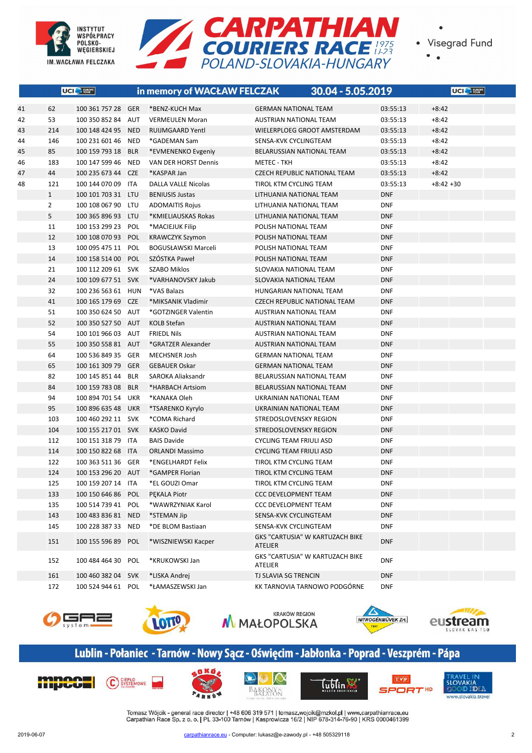**in memory of WACŁAW FELCZAK** **30.04 - 5.05.2019**

| | | | | | | | |
|---|---|---|---|---|---|---|---|
| 41 | 62 | 100 361 757 28 | GER | *BENZ-KUCH Max | GERMAN NATIONAL TEAM | 03:55:13 | +8:42 |
| 42 | 53 | 100 350 852 84 | AUT | VERMEULEN Moran | AUSTRIAN NATIONAL TEAM | 03:55:13 | +8:42 |
| 43 | 214 | 100 148 424 95 | NED | RUIJMGAARD Yentl | WIELERPLOEG GROOT AMSTERDAM | 03:55:13 | +8:42 |
| 44 | 146 | 100 231 601 46 | NED | *GADEMAN Sam | SENSA-KVK CYCLINGTEAM | 03:55:13 | +8:42 |
| 45 | 85 | 100 159 793 18 | BLR | *EVMENENKO Evgeniy | BELARUSSIAN NATIONAL TEAM | 03:55:13 | +8:42 |
| 46 | 183 | 100 147 599 46 | NED | VAN DER HORST Dennis | METEC - TKH | 03:55:13 | +8:42 |
| 47 | 44 | 100 235 673 44 | CZE | *KASPAR Jan | CZECH REPUBLIC NATIONAL TEAM | 03:55:13 | +8:42 |
| 48 | 121 | 100 144 070 09 | ITA | DALLA VALLE Nicolas | TIROL KTM CYCLING TEAM | 03:55:13 | +8:42 +30 |
| | 1 | 100 101 703 31 | LTU | BENIUSIS Justas | LITHUANIA NATIONAL TEAM | DNF | |
| | 2 | 100 108 067 90 | LTU | ADOMAITIS Rojus | LITHUANIA NATIONAL TEAM | DNF | |
| | 5 | 100 365 896 93 | LTU | *KMIELIAUSKAS Rokas | LITHUANIA NATIONAL TEAM | DNF | |
| | 11 | 100 153 299 23 | POL | *MACIEJUK Filip | POLISH NATIONAL TEAM | DNF | |
| | 12 | 100 108 070 93 | POL | KRAWCZYK Szymon | POLISH NATIONAL TEAM | DNF | |
| | 13 | 100 095 475 11 | POL | BOGUSŁAWSKI Marceli | POLISH NATIONAL TEAM | DNF | |
| | 14 | 100 158 514 00 | POL | SZÓSTKA Paweł | POLISH NATIONAL TEAM | DNF | |
| | 21 | 100 112 209 61 | SVK | SZABO Miklos | SLOVAKIA NATIONAL TEAM | DNF | |
| | 24 | 100 109 677 51 | SVK | *VARHANOVSKY Jakub | SLOVAKIA NATIONAL TEAM | DNF | |
| | 32 | 100 236 563 61 | HUN | *VAS Balazs | HUNGARIAN NATIONAL TEAM | DNF | |
| | 41 | 100 165 179 69 | CZE | *MIKSANIK Vladimir | CZECH REPUBLIC NATIONAL TEAM | DNF | |
| | 51 | 100 350 624 50 | AUT | *GOTZINGER Valentin | AUSTRIAN NATIONAL TEAM | DNF | |
| | 52 | 100 350 527 50 | AUT | KOLB Stefan | AUSTRIAN NATIONAL TEAM | DNF | |
| | 54 | 100 101 966 03 | AUT | FRIEDL Nils | AUSTRIAN NATIONAL TEAM | DNF | |
| | 55 | 100 350 558 81 | AUT | *GRATZER Alexander | AUSTRIAN NATIONAL TEAM | DNF | |
| | 64 | 100 536 849 35 | GER | MECHSNER Josh | GERMAN NATIONAL TEAM | DNF | |
| | 65 | 100 161 309 79 | GER | GEBAUER Oskar | GERMAN NATIONAL TEAM | DNF | |
| | 82 | 100 145 851 44 | BLR | SAROKA Aliaksandr | BELARUSSIAN NATIONAL TEAM | DNF | |
| | 84 | 100 159 783 08 | BLR | *HARBACH Artsiom | BELARUSSIAN NATIONAL TEAM | DNF | |
| | 94 | 100 894 701 54 | UKR | *KANAKA Oleh | UKRAINIAN NATIONAL TEAM | DNF | |
| | 95 | 100 896 635 48 | UKR | *TSARENKO Kyrylo | UKRAINIAN NATIONAL TEAM | DNF | |
| | 103 | 100 460 292 11 | SVK | *COMA Richard | STREDOSLOVENSKY REGION | DNF | |
| | 104 | 100 155 217 01 | SVK | KASKO David | STREDOSLOVENSKY REGION | DNF | |
| | 112 | 100 151 318 79 | ITA | BAIS Davide | CYCLING TEAM FRIULI ASD | DNF | |
| | 114 | 100 150 822 68 | ITA | ORLANDI Massimo | CYCLING TEAM FRIULI ASD | DNF | |
| | 122 | 100 363 511 36 | GER | *ENGELHARDT Felix | TIROL KTM CYCLING TEAM | DNF | |
| | 124 | 100 153 296 20 | AUT | *GAMPER Florian | TIROL KTM CYCLING TEAM | DNF | |
| | 125 | 100 159 207 14 | ITA | *EL GOUZI Omar | TIROL KTM CYCLING TEAM | DNF | |
| | 133 | 100 150 646 86 | POL | PĘKALA Piotr | CCC DEVELOPMENT TEAM | DNF | |
| | 135 | 100 514 739 41 | POL | *WAWRZYNIAK Karol | CCC DEVELOPMENT TEAM | DNF | |
| | 143 | 100 483 836 81 | NED | *STEMAN Jip | SENSA-KVK CYCLINGTEAM | DNF | |
| | 145 | 100 228 387 33 | NED | *DE BLOM Bastiaan | SENSA-KVK CYCLINGTEAM | DNF | |
| | 151 | 100 155 596 89 | POL | *WISZNIEWSKI Kacper | GKS "CARTUSIA" W KARTUZACH BIKE ATELIER | DNF | |
| | 152 | 100 484 464 30 | POL | *KRUKOWSKI Jan | GKS "CARTUSIA" W KARTUZACH BIKE ATELIER | DNF | |
| | 161 | 100 460 382 04 | SVK | *LISKA Andrej | TJ SLAVIA SG TRENCIN | DNF | |
| | 172 | 100 524 944 61 | POL | *ŁAMASZEWSKI Jan | KK TARNOVIA TARNOWO PODGÓRNE | DNF | |

**Lublin - Połaniec - Tarnów - Nowy Sącz - Oświęcim - Jabłonka - Poprad - Veszprém - Pápa**

Tomasz Wójcik - general race director | +48 606 319 571 | tomasz.wojcik@mzkol.pl | www.carpathianrace.eu
Carpathian Race Sp. z o. o. | PL 33-100 Tarnów | Kasprowicza 16/2 | NIP 678-314-76-90 | KRS 0000461399

2019-06-07 carpathianrace.eu - Computer: lukasz@e-zawody.pl - +48 505329118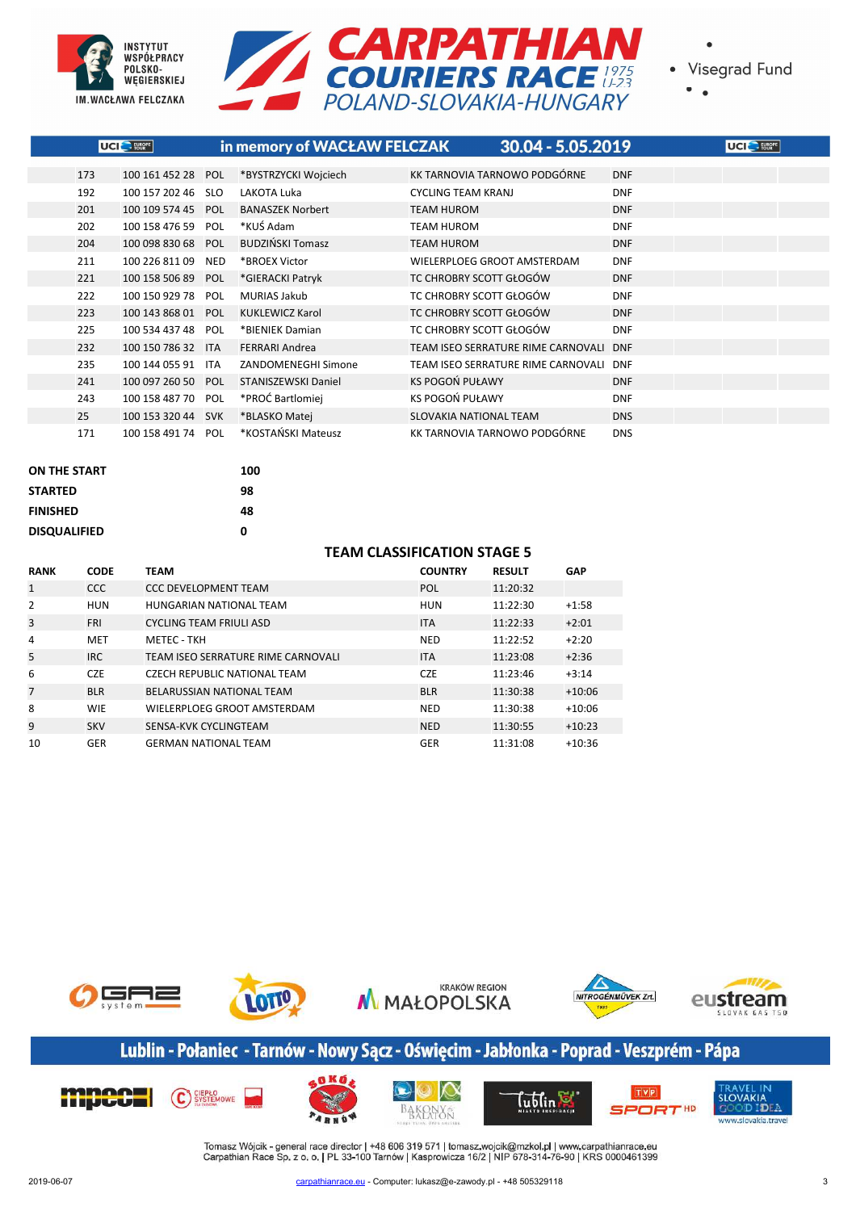in memory of WACŁAW FELCZAK 30.04 - 5.05.2019

| | | | | | |
|---|---|---|---|---|---|
| 173 | 100 161 452 28 | POL | *BYSTRZYCKI Wojciech | KK TARNOVIA TARNOWO PODGÓRNE | DNF |
| 192 | 100 157 202 46 | SLO | LAKOTA Luka | CYCLING TEAM KRANJ | DNF |
| 201 | 100 109 574 45 | POL | BANASZEK Norbert | TEAM HUROM | DNF |
| 202 | 100 158 476 59 | POL | *KUŚ Adam | TEAM HUROM | DNF |
| 204 | 100 098 830 68 | POL | BUDZIŃSKI Tomasz | TEAM HUROM | DNF |
| 211 | 100 226 811 09 | NED | *BROEX Victor | WIELERPLOEG GROOT AMSTERDAM | DNF |
| 221 | 100 158 506 89 | POL | *GIERACKI Patryk | TC CHROBRY SCOTT GŁOGÓW | DNF |
| 222 | 100 150 929 78 | POL | MURIAS Jakub | TC CHROBRY SCOTT GŁOGÓW | DNF |
| 223 | 100 143 868 01 | POL | KUKLEWICZ Karol | TC CHROBRY SCOTT GŁOGÓW | DNF |
| 225 | 100 534 437 48 | POL | *BIENIEK Damian | TC CHROBRY SCOTT GŁOGÓW | DNF |
| 232 | 100 150 786 32 | ITA | FERRARI Andrea | TEAM ISEO SERRATURE RIME CARNOVALI | DNF |
| 235 | 100 144 055 91 | ITA | ZANDOMENEGHI Simone | TEAM ISEO SERRATURE RIME CARNOVALI | DNF |
| 241 | 100 097 260 50 | POL | STANISZEWSKI Daniel | KS POGOŃ PUŁAWY | DNF |
| 243 | 100 158 487 70 | POL | *PROĆ Bartlomiej | KS POGOŃ PUŁAWY | DNF |
| 25 | 100 153 320 44 | SVK | *BLASKO Matej | SLOVAKIA NATIONAL TEAM | DNS |
| 171 | 100 158 491 74 | POL | *KOSTAŃSKI Mateusz | KK TARNOVIA TARNOWO PODGÓRNE | DNS |

| | |
|---|---|
| **ON THE START** | **100** |
| **STARTED** | **98** |
| **FINISHED** | **48** |
| **DISQUALIFIED** | **0** |

## TEAM CLASSIFICATION STAGE 5

| RANK | CODE | TEAM | COUNTRY | RESULT | GAP |
|---|---|---|---|---|---|
| 1 | CCC | CCC DEVELOPMENT TEAM | POL | 11:20:32 | |
| 2 | HUN | HUNGARIAN NATIONAL TEAM | HUN | 11:22:30 | +1:58 |
| 3 | FRI | CYCLING TEAM FRIULI ASD | ITA | 11:22:33 | +2:01 |
| 4 | MET | METEC - TKH | NED | 11:22:52 | +2:20 |
| 5 | IRC | TEAM ISEO SERRATURE RIME CARNOVALI | ITA | 11:23:08 | +2:36 |
| 6 | CZE | CZECH REPUBLIC NATIONAL TEAM | CZE | 11:23:46 | +3:14 |
| 7 | BLR | BELARUSSIAN NATIONAL TEAM | BLR | 11:30:38 | +10:06 |
| 8 | WIE | WIELERPLOEG GROOT AMSTERDAM | NED | 11:30:38 | +10:06 |
| 9 | SKV | SENSA-KVK CYCLINGTEAM | NED | 11:30:55 | +10:23 |
| 10 | GER | GERMAN NATIONAL TEAM | GER | 11:31:08 | +10:36 |

Lublin - Połaniec - Tarnów - Nowy Sącz - Oświęcim - Jabłonka - Poprad - Veszprém - Pápa

Tomasz Wójcik - general race director | +48 606 319 571 | tomasz.wojcik@mzkol.pl | www.carpathianrace.eu
Carpathian Race Sp. z o. o. | PL 33-100 Tarnów | Kasprowicza 16/2 | NIP 678-314-76-90 | KRS 0000461399

2019-06-07 carpathianrace.eu - Computer: lukasz@e-zawody.pl - +48 505329118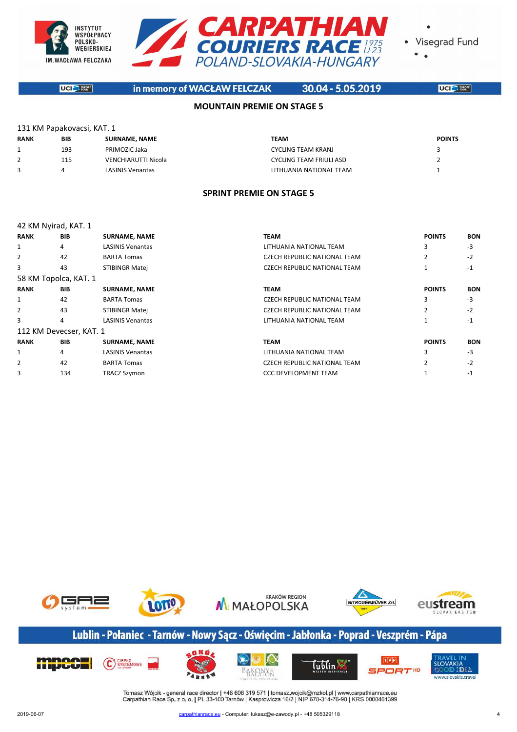CARPATHIAN COURIERS RACE 1975 U-23 POLAND-SLOVAKIA-HUNGARY

in memory of WACŁAW FELCZAK 30.04 - 5.05.2019

## MOUNTAIN PREMIE ON STAGE 5

131 KM Papakovacsi, KAT. 1

| RANK | BIB | SURNAME, NAME | TEAM | POINTS |
|---|---|---|---|---|
| 1 | 193 | PRIMOZIC Jaka | CYCLING TEAM KRANJ | 3 |
| 2 | 115 | VENCHIARUTTI Nicola | CYCLING TEAM FRIULI ASD | 2 |
| 3 | 4 | LASINIS Venantas | LITHUANIA NATIONAL TEAM | 1 |

## SPRINT PREMIE ON STAGE 5

42 KM Nyirad, KAT. 1

| RANK | BIB | SURNAME, NAME | TEAM | POINTS | BON |
|---|---|---|---|---|---|
| 1 | 4 | LASINIS Venantas | LITHUANIA NATIONAL TEAM | 3 | -3 |
| 2 | 42 | BARTA Tomas | CZECH REPUBLIC NATIONAL TEAM | 2 | -2 |
| 3 | 43 | STIBINGR Matej | CZECH REPUBLIC NATIONAL TEAM | 1 | -1 |

58 KM Topolca, KAT. 1

| RANK | BIB | SURNAME, NAME | TEAM | POINTS | BON |
|---|---|---|---|---|---|
| 1 | 42 | BARTA Tomas | CZECH REPUBLIC NATIONAL TEAM | 3 | -3 |
| 2 | 43 | STIBINGR Matej | CZECH REPUBLIC NATIONAL TEAM | 2 | -2 |
| 3 | 4 | LASINIS Venantas | LITHUANIA NATIONAL TEAM | 1 | -1 |

112 KM Devecser, KAT. 1

| RANK | BIB | SURNAME, NAME | TEAM | POINTS | BON |
|---|---|---|---|---|---|
| 1 | 4 | LASINIS Venantas | LITHUANIA NATIONAL TEAM | 3 | -3 |
| 2 | 42 | BARTA Tomas | CZECH REPUBLIC NATIONAL TEAM | 2 | -2 |
| 3 | 134 | TRACZ Szymon | CCC DEVELOPMENT TEAM | 1 | -1 |

Lublin - Połaniec - Tarnów - Nowy Sącz - Oświęcim - Jabłonka - Poprad - Veszprém - Pápa

Tomasz Wójcik - general race director | +48 606 319 571 | tomasz.wojcik@mzkol.pl | www.carpathianrace.eu
Carpathian Race Sp. z o. o. | PL 33-100 Tarnów | Kasprowicza 16/2 | NIP 678-314-76-90 | KRS 0000461399

2019-06-07 carpathianrace.eu - Computer: lukasz@e-zawody.pl - +48 505329118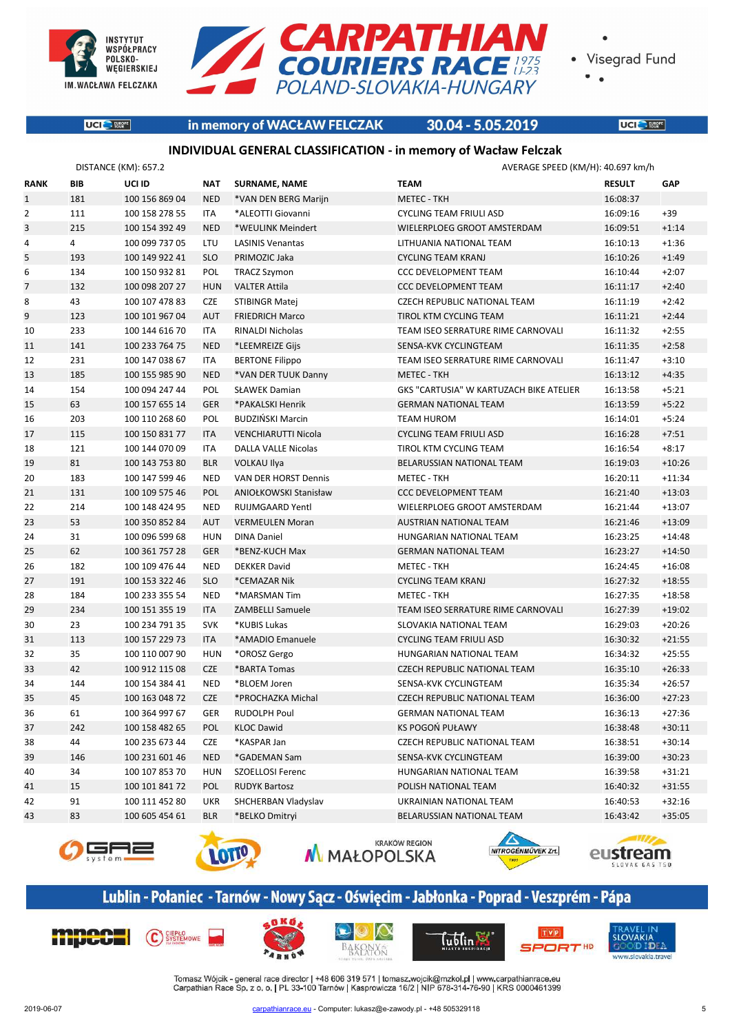in memory of WACŁAW FELCZAK 30.04 - 5.05.2019

## INDIVIDUAL GENERAL CLASSIFICATION - in memory of Wacław Felczak

DISTANCE (KM): 657.2

AVERAGE SPEED (KM/H): 40.697 km/h

| RANK | BIB | UCI ID | NAT | SURNAME, NAME | TEAM | RESULT | GAP |
|---|---|---|---|---|---|---|---|
| 1 | 181 | 100 156 869 04 | NED | *VAN DEN BERG Marijn | METEC - TKH | 16:08:37 | |
| 2 | 111 | 100 158 278 55 | ITA | *ALEOTTI Giovanni | CYCLING TEAM FRIULI ASD | 16:09:16 | +39 |
| 3 | 215 | 100 154 392 49 | NED | *WEULINK Meindert | WIELERPLOEG GROOT AMSTERDAM | 16:09:51 | +1:14 |
| 4 | 4 | 100 099 737 05 | LTU | LASINIS Venantas | LITHUANIA NATIONAL TEAM | 16:10:13 | +1:36 |
| 5 | 193 | 100 149 922 41 | SLO | PRIMOZIC Jaka | CYCLING TEAM KRANJ | 16:10:26 | +1:49 |
| 6 | 134 | 100 150 932 81 | POL | TRACZ Szymon | CCC DEVELOPMENT TEAM | 16:10:44 | +2:07 |
| 7 | 132 | 100 098 207 27 | HUN | VALTER Attila | CCC DEVELOPMENT TEAM | 16:11:17 | +2:40 |
| 8 | 43 | 100 107 478 83 | CZE | STIBINGR Matej | CZECH REPUBLIC NATIONAL TEAM | 16:11:19 | +2:42 |
| 9 | 123 | 100 101 967 04 | AUT | FRIEDRICH Marco | TIROL KTM CYCLING TEAM | 16:11:21 | +2:44 |
| 10 | 233 | 100 144 616 70 | ITA | RINALDI Nicholas | TEAM ISEO SERRATURE RIME CARNOVALI | 16:11:32 | +2:55 |
| 11 | 141 | 100 233 764 75 | NED | *LEEMREIZE Gijs | SENSA-KVK CYCLINGTEAM | 16:11:35 | +2:58 |
| 12 | 231 | 100 147 038 67 | ITA | BERTONE Filippo | TEAM ISEO SERRATURE RIME CARNOVALI | 16:11:47 | +3:10 |
| 13 | 185 | 100 155 985 90 | NED | *VAN DER TUUK Danny | METEC - TKH | 16:13:12 | +4:35 |
| 14 | 154 | 100 094 247 44 | POL | SŁAWEK Damian | GKS "CARTUSIA" W KARTUZACH BIKE ATELIER | 16:13:58 | +5:21 |
| 15 | 63 | 100 157 655 14 | GER | *PAKALSKI Henrik | GERMAN NATIONAL TEAM | 16:13:59 | +5:22 |
| 16 | 203 | 100 110 268 60 | POL | BUDZIŃSKI Marcin | TEAM HUROM | 16:14:01 | +5:24 |
| 17 | 115 | 100 150 831 77 | ITA | VENCHIARUTTI Nicola | CYCLING TEAM FRIULI ASD | 16:16:28 | +7:51 |
| 18 | 121 | 100 144 070 09 | ITA | DALLA VALLE Nicolas | TIROL KTM CYCLING TEAM | 16:16:54 | +8:17 |
| 19 | 81 | 100 143 753 80 | BLR | VOLKAU Ilya | BELARUSSIAN NATIONAL TEAM | 16:19:03 | +10:26 |
| 20 | 183 | 100 147 599 46 | NED | VAN DER HORST Dennis | METEC - TKH | 16:20:11 | +11:34 |
| 21 | 131 | 100 109 575 46 | POL | ANIOŁKOWSKI Stanisław | CCC DEVELOPMENT TEAM | 16:21:40 | +13:03 |
| 22 | 214 | 100 148 424 95 | NED | RUIJMGAARD Yentl | WIELERPLOEG GROOT AMSTERDAM | 16:21:44 | +13:07 |
| 23 | 53 | 100 350 852 84 | AUT | VERMEULEN Moran | AUSTRIAN NATIONAL TEAM | 16:21:46 | +13:09 |
| 24 | 31 | 100 096 599 68 | HUN | DINA Daniel | HUNGARIAN NATIONAL TEAM | 16:23:25 | +14:48 |
| 25 | 62 | 100 361 757 28 | GER | *BENZ-KUCH Max | GERMAN NATIONAL TEAM | 16:23:27 | +14:50 |
| 26 | 182 | 100 109 476 44 | NED | DEKKER David | METEC - TKH | 16:24:45 | +16:08 |
| 27 | 191 | 100 153 322 46 | SLO | *CEMAZAR Nik | CYCLING TEAM KRANJ | 16:27:32 | +18:55 |
| 28 | 184 | 100 233 355 54 | NED | *MARSMAN Tim | METEC - TKH | 16:27:35 | +18:58 |
| 29 | 234 | 100 151 355 19 | ITA | ZAMBELLI Samuele | TEAM ISEO SERRATURE RIME CARNOVALI | 16:27:39 | +19:02 |
| 30 | 23 | 100 234 791 35 | SVK | *KUBIS Lukas | SLOVAKIA NATIONAL TEAM | 16:29:03 | +20:26 |
| 31 | 113 | 100 157 229 73 | ITA | *AMADIO Emanuele | CYCLING TEAM FRIULI ASD | 16:30:32 | +21:55 |
| 32 | 35 | 100 110 007 90 | HUN | *OROSZ Gergo | HUNGARIAN NATIONAL TEAM | 16:34:32 | +25:55 |
| 33 | 42 | 100 912 115 08 | CZE | *BARTA Tomas | CZECH REPUBLIC NATIONAL TEAM | 16:35:10 | +26:33 |
| 34 | 144 | 100 154 384 41 | NED | *BLOEM Joren | SENSA-KVK CYCLINGTEAM | 16:35:34 | +26:57 |
| 35 | 45 | 100 163 048 72 | CZE | *PROCHAZKA Michal | CZECH REPUBLIC NATIONAL TEAM | 16:36:00 | +27:23 |
| 36 | 61 | 100 364 997 67 | GER | RUDOLPH Poul | GERMAN NATIONAL TEAM | 16:36:13 | +27:36 |
| 37 | 242 | 100 158 482 65 | POL | KLOC Dawid | KS POGOŃ PUŁAWY | 16:38:48 | +30:11 |
| 38 | 44 | 100 235 673 44 | CZE | *KASPAR Jan | CZECH REPUBLIC NATIONAL TEAM | 16:38:51 | +30:14 |
| 39 | 146 | 100 231 601 46 | NED | *GADEMAN Sam | SENSA-KVK CYCLINGTEAM | 16:39:00 | +30:23 |
| 40 | 34 | 100 107 853 70 | HUN | SZOELLOSI Ferenc | HUNGARIAN NATIONAL TEAM | 16:39:58 | +31:21 |
| 41 | 15 | 100 101 841 72 | POL | RUDYK Bartosz | POLISH NATIONAL TEAM | 16:40:32 | +31:55 |
| 42 | 91 | 100 111 452 80 | UKR | SHCHERBAN Vladyslav | UKRAINIAN NATIONAL TEAM | 16:40:53 | +32:16 |
| 43 | 83 | 100 605 454 61 | BLR | *BELKO Dmitryi | BELARUSSIAN NATIONAL TEAM | 16:43:42 | +35:05 |

Lublin - Połaniec - Tarnów - Nowy Sącz - Oświęcim - Jabłonka - Poprad - Veszprém - Pápa

Tomasz Wójcik - general race director | +48 606 319 571 | tomasz.wojcik@mzkol.pl | www.carpathianrace.eu
Carpathian Race Sp. z o. o. | PL 33-100 Tarnów | Kasprowicza 16/2 | NIP 678-314-76-90 | KRS 0000461399

2019-06-07 carpathianrace.eu - Computer: lukasz@e-zawody.pl - +48 505329118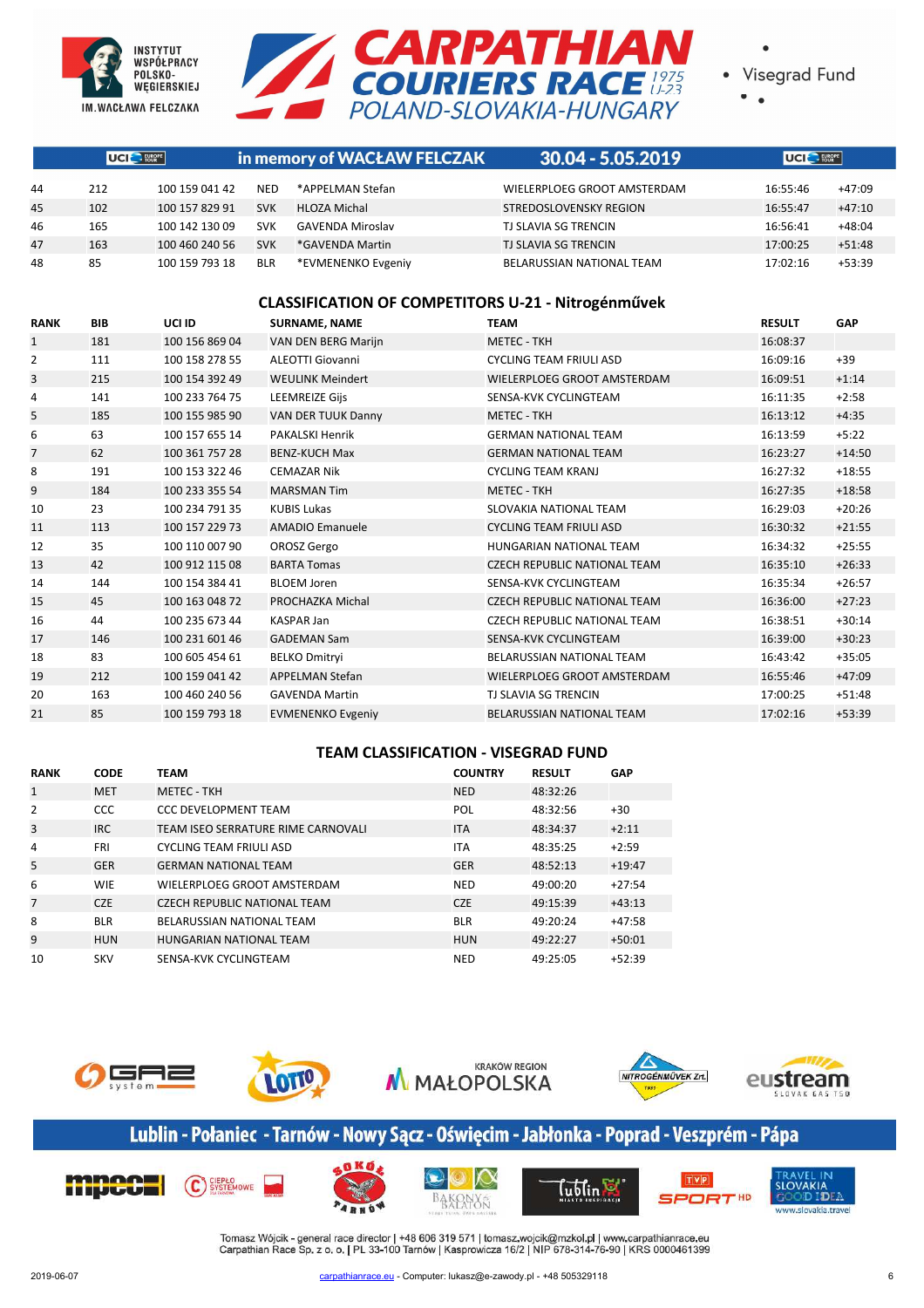| | | | | | | | |
|---|---|---|---|---|---|---|---|
| 44 | 212 | 100 159 041 42 | NED | *APPELMAN Stefan | WIELERPLOEG GROOT AMSTERDAM | 16:55:46 | +47:09 |
| 45 | 102 | 100 157 829 91 | SVK | HLOZA Michal | STREDOSLOVENSKY REGION | 16:55:47 | +47:10 |
| 46 | 165 | 100 142 130 09 | SVK | GAVENDA Miroslav | TJ SLAVIA SG TRENCIN | 16:56:41 | +48:04 |
| 47 | 163 | 100 460 240 56 | SVK | *GAVENDA Martin | TJ SLAVIA SG TRENCIN | 17:00:25 | +51:48 |
| 48 | 85 | 100 159 793 18 | BLR | *EVMENENKO Evgeniy | BELARUSSIAN NATIONAL TEAM | 17:02:16 | +53:39 |

## CLASSIFICATION OF COMPETITORS U-21 - Nitrogénművek

| RANK | BIB | UCI ID | SURNAME, NAME | TEAM | RESULT | GAP |
|---|---|---|---|---|---|---|
| 1 | 181 | 100 156 869 04 | VAN DEN BERG Marijn | METEC - TKH | 16:08:37 | |
| 2 | 111 | 100 158 278 55 | ALEOTTI Giovanni | CYCLING TEAM FRIULI ASD | 16:09:16 | +39 |
| 3 | 215 | 100 154 392 49 | WEULINK Meindert | WIELERPLOEG GROOT AMSTERDAM | 16:09:51 | +1:14 |
| 4 | 141 | 100 233 764 75 | LEEMREIZE Gijs | SENSA-KVK CYCLINGTEAM | 16:11:35 | +2:58 |
| 5 | 185 | 100 155 985 90 | VAN DER TUUK Danny | METEC - TKH | 16:13:12 | +4:35 |
| 6 | 63 | 100 157 655 14 | PAKALSKI Henrik | GERMAN NATIONAL TEAM | 16:13:59 | +5:22 |
| 7 | 62 | 100 361 757 28 | BENZ-KUCH Max | GERMAN NATIONAL TEAM | 16:23:27 | +14:50 |
| 8 | 191 | 100 153 322 46 | CEMAZAR Nik | CYCLING TEAM KRANJ | 16:27:32 | +18:55 |
| 9 | 184 | 100 233 355 54 | MARSMAN Tim | METEC - TKH | 16:27:35 | +18:58 |
| 10 | 23 | 100 234 791 35 | KUBIS Lukas | SLOVAKIA NATIONAL TEAM | 16:29:03 | +20:26 |
| 11 | 113 | 100 157 229 73 | AMADIO Emanuele | CYCLING TEAM FRIULI ASD | 16:30:32 | +21:55 |
| 12 | 35 | 100 110 007 90 | OROSZ Gergo | HUNGARIAN NATIONAL TEAM | 16:34:32 | +25:55 |
| 13 | 42 | 100 912 115 08 | BARTA Tomas | CZECH REPUBLIC NATIONAL TEAM | 16:35:10 | +26:33 |
| 14 | 144 | 100 154 384 41 | BLOEM Joren | SENSA-KVK CYCLINGTEAM | 16:35:34 | +26:57 |
| 15 | 45 | 100 163 048 72 | PROCHAZKA Michal | CZECH REPUBLIC NATIONAL TEAM | 16:36:00 | +27:23 |
| 16 | 44 | 100 235 673 44 | KASPAR Jan | CZECH REPUBLIC NATIONAL TEAM | 16:38:51 | +30:14 |
| 17 | 146 | 100 231 601 46 | GADEMAN Sam | SENSA-KVK CYCLINGTEAM | 16:39:00 | +30:23 |
| 18 | 83 | 100 605 454 61 | BELKO Dmitryi | BELARUSSIAN NATIONAL TEAM | 16:43:42 | +35:05 |
| 19 | 212 | 100 159 041 42 | APPELMAN Stefan | WIELERPLOEG GROOT AMSTERDAM | 16:55:46 | +47:09 |
| 20 | 163 | 100 460 240 56 | GAVENDA Martin | TJ SLAVIA SG TRENCIN | 17:00:25 | +51:48 |
| 21 | 85 | 100 159 793 18 | EVMENENKO Evgeniy | BELARUSSIAN NATIONAL TEAM | 17:02:16 | +53:39 |

## TEAM CLASSIFICATION - VISEGRAD FUND

| RANK | CODE | TEAM | COUNTRY | RESULT | GAP |
|---|---|---|---|---|---|
| 1 | MET | METEC - TKH | NED | 48:32:26 | |
| 2 | CCC | CCC DEVELOPMENT TEAM | POL | 48:32:56 | +30 |
| 3 | IRC | TEAM ISEO SERRATURE RIME CARNOVALI | ITA | 48:34:37 | +2:11 |
| 4 | FRI | CYCLING TEAM FRIULI ASD | ITA | 48:35:25 | +2:59 |
| 5 | GER | GERMAN NATIONAL TEAM | GER | 48:52:13 | +19:47 |
| 6 | WIE | WIELERPLOEG GROOT AMSTERDAM | NED | 49:00:20 | +27:54 |
| 7 | CZE | CZECH REPUBLIC NATIONAL TEAM | CZE | 49:15:39 | +43:13 |
| 8 | BLR | BELARUSSIAN NATIONAL TEAM | BLR | 49:20:24 | +47:58 |
| 9 | HUN | HUNGARIAN NATIONAL TEAM | HUN | 49:22:27 | +50:01 |
| 10 | SKV | SENSA-KVK CYCLINGTEAM | NED | 49:25:05 | +52:39 |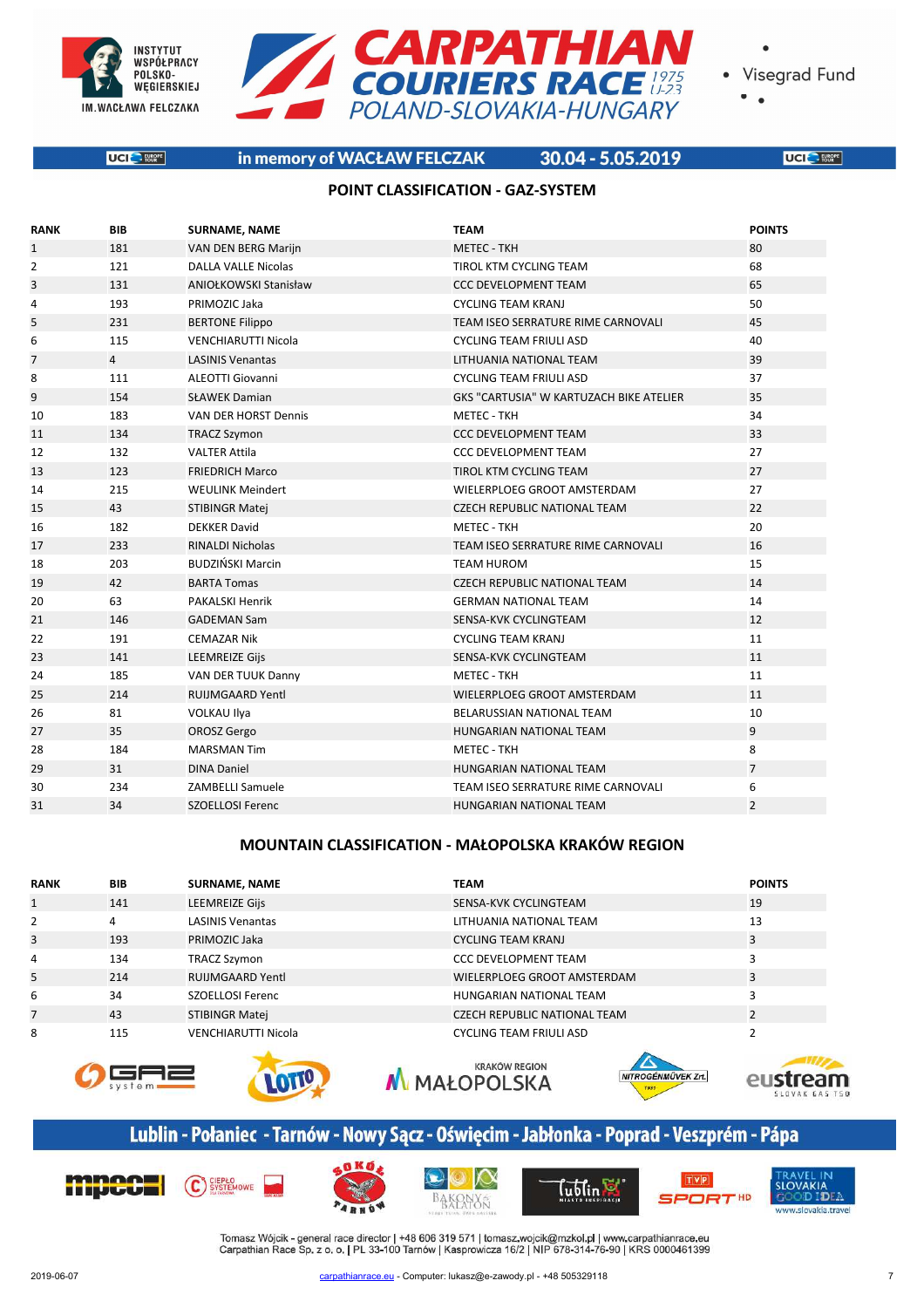in memory of WACŁAW FELCZAK 30.04 - 5.05.2019

## POINT CLASSIFICATION - GAZ-SYSTEM

| RANK | BIB | SURNAME, NAME | TEAM | POINTS |
|---|---|---|---|---|
| 1 | 181 | VAN DEN BERG Marijn | METEC - TKH | 80 |
| 2 | 121 | DALLA VALLE Nicolas | TIROL KTM CYCLING TEAM | 68 |
| 3 | 131 | ANIOŁKOWSKI Stanisław | CCC DEVELOPMENT TEAM | 65 |
| 4 | 193 | PRIMOZIC Jaka | CYCLING TEAM KRANJ | 50 |
| 5 | 231 | BERTONE Filippo | TEAM ISEO SERRATURE RIME CARNOVALI | 45 |
| 6 | 115 | VENCHIARUTTI Nicola | CYCLING TEAM FRIULI ASD | 40 |
| 7 | 4 | LASINIS Venantas | LITHUANIA NATIONAL TEAM | 39 |
| 8 | 111 | ALEOTTI Giovanni | CYCLING TEAM FRIULI ASD | 37 |
| 9 | 154 | SŁAWEK Damian | GKS "CARTUSIA" W KARTUZACH BIKE ATELIER | 35 |
| 10 | 183 | VAN DER HORST Dennis | METEC - TKH | 34 |
| 11 | 134 | TRACZ Szymon | CCC DEVELOPMENT TEAM | 33 |
| 12 | 132 | VALTER Attila | CCC DEVELOPMENT TEAM | 27 |
| 13 | 123 | FRIEDRICH Marco | TIROL KTM CYCLING TEAM | 27 |
| 14 | 215 | WEULINK Meindert | WIELERPLOEG GROOT AMSTERDAM | 27 |
| 15 | 43 | STIBINGR Matej | CZECH REPUBLIC NATIONAL TEAM | 22 |
| 16 | 182 | DEKKER David | METEC - TKH | 20 |
| 17 | 233 | RINALDI Nicholas | TEAM ISEO SERRATURE RIME CARNOVALI | 16 |
| 18 | 203 | BUDZIŃSKI Marcin | TEAM HUROM | 15 |
| 19 | 42 | BARTA Tomas | CZECH REPUBLIC NATIONAL TEAM | 14 |
| 20 | 63 | PAKALSKI Henrik | GERMAN NATIONAL TEAM | 14 |
| 21 | 146 | GADEMAN Sam | SENSA-KVK CYCLINGTEAM | 12 |
| 22 | 191 | CEMAZAR Nik | CYCLING TEAM KRANJ | 11 |
| 23 | 141 | LEEMREIZE Gijs | SENSA-KVK CYCLINGTEAM | 11 |
| 24 | 185 | VAN DER TUUK Danny | METEC - TKH | 11 |
| 25 | 214 | RUIJMGAARD Yentl | WIELERPLOEG GROOT AMSTERDAM | 11 |
| 26 | 81 | VOLKAU Ilya | BELARUSSIAN NATIONAL TEAM | 10 |
| 27 | 35 | OROSZ Gergo | HUNGARIAN NATIONAL TEAM | 9 |
| 28 | 184 | MARSMAN Tim | METEC - TKH | 8 |
| 29 | 31 | DINA Daniel | HUNGARIAN NATIONAL TEAM | 7 |
| 30 | 234 | ZAMBELLI Samuele | TEAM ISEO SERRATURE RIME CARNOVALI | 6 |
| 31 | 34 | SZOELLOSI Ferenc | HUNGARIAN NATIONAL TEAM | 2 |

## MOUNTAIN CLASSIFICATION - MAŁOPOLSKA KRAKÓW REGION

| RANK | BIB | SURNAME, NAME | TEAM | POINTS |
|---|---|---|---|---|
| 1 | 141 | LEEMREIZE Gijs | SENSA-KVK CYCLINGTEAM | 19 |
| 2 | 4 | LASINIS Venantas | LITHUANIA NATIONAL TEAM | 13 |
| 3 | 193 | PRIMOZIC Jaka | CYCLING TEAM KRANJ | 3 |
| 4 | 134 | TRACZ Szymon | CCC DEVELOPMENT TEAM | 3 |
| 5 | 214 | RUIJMGAARD Yentl | WIELERPLOEG GROOT AMSTERDAM | 3 |
| 6 | 34 | SZOELLOSI Ferenc | HUNGARIAN NATIONAL TEAM | 3 |
| 7 | 43 | STIBINGR Matej | CZECH REPUBLIC NATIONAL TEAM | 2 |
| 8 | 115 | VENCHIARUTTI Nicola | CYCLING TEAM FRIULI ASD | 2 |

Lublin - Połaniec - Tarnów - Nowy Sącz - Oświęcim - Jabłonka - Poprad - Veszprém - Pápa

Tomasz Wójcik - general race director | +48 606 319 571 | tomasz.wojcik@mzkol.pl | www.carpathianrace.eu
Carpathian Race Sp. z o. o. | PL 33-100 Tarnów | Kasprowicza 16/2 | NIP 678-314-76-90 | KRS 0000461399

2019-06-07 carpathianrace.eu - Computer: lukasz@e-zawody.pl - +48 505329118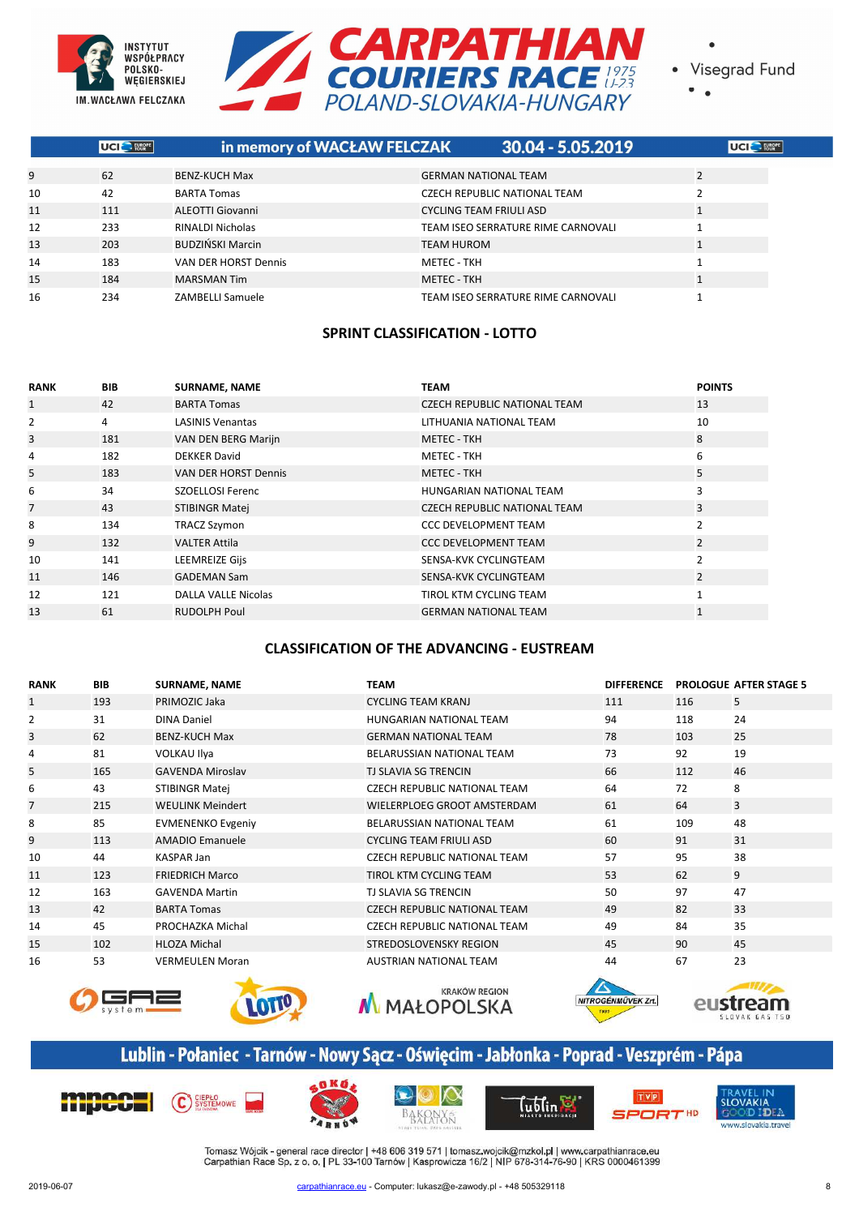in memory of WACŁAW FELCZAK 30.04 - 5.05.2019

| | | | | |
|---|---|---|---|---|
| 9 | 62 | BENZ-KUCH Max | GERMAN NATIONAL TEAM | 2 |
| 10 | 42 | BARTA Tomas | CZECH REPUBLIC NATIONAL TEAM | 2 |
| 11 | 111 | ALEOTTI Giovanni | CYCLING TEAM FRIULI ASD | 1 |
| 12 | 233 | RINALDI Nicholas | TEAM ISEO SERRATURE RIME CARNOVALI | 1 |
| 13 | 203 | BUDZIŃSKI Marcin | TEAM HUROM | 1 |
| 14 | 183 | VAN DER HORST Dennis | METEC - TKH | 1 |
| 15 | 184 | MARSMAN Tim | METEC - TKH | 1 |
| 16 | 234 | ZAMBELLI Samuele | TEAM ISEO SERRATURE RIME CARNOVALI | 1 |

## SPRINT CLASSIFICATION - LOTTO

| RANK | BIB | SURNAME, NAME | TEAM | POINTS |
|---|---|---|---|---|
| 1 | 42 | BARTA Tomas | CZECH REPUBLIC NATIONAL TEAM | 13 |
| 2 | 4 | LASINIS Venantas | LITHUANIA NATIONAL TEAM | 10 |
| 3 | 181 | VAN DEN BERG Marijn | METEC - TKH | 8 |
| 4 | 182 | DEKKER David | METEC - TKH | 6 |
| 5 | 183 | VAN DER HORST Dennis | METEC - TKH | 5 |
| 6 | 34 | SZOELLOSI Ferenc | HUNGARIAN NATIONAL TEAM | 3 |
| 7 | 43 | STIBINGR Matej | CZECH REPUBLIC NATIONAL TEAM | 3 |
| 8 | 134 | TRACZ Szymon | CCC DEVELOPMENT TEAM | 2 |
| 9 | 132 | VALTER Attila | CCC DEVELOPMENT TEAM | 2 |
| 10 | 141 | LEEMREIZE Gijs | SENSA-KVK CYCLINGTEAM | 2 |
| 11 | 146 | GADEMAN Sam | SENSA-KVK CYCLINGTEAM | 2 |
| 12 | 121 | DALLA VALLE Nicolas | TIROL KTM CYCLING TEAM | 1 |
| 13 | 61 | RUDOLPH Poul | GERMAN NATIONAL TEAM | 1 |

## CLASSIFICATION OF THE ADVANCING - EUSTREAM

| RANK | BIB | SURNAME, NAME | TEAM | DIFFERENCE | PROLOGUE | AFTER STAGE 5 |
|---|---|---|---|---|---|---|
| 1 | 193 | PRIMOZIC Jaka | CYCLING TEAM KRANJ | 111 | 116 | 5 |
| 2 | 31 | DINA Daniel | HUNGARIAN NATIONAL TEAM | 94 | 118 | 24 |
| 3 | 62 | BENZ-KUCH Max | GERMAN NATIONAL TEAM | 78 | 103 | 25 |
| 4 | 81 | VOLKAU Ilya | BELARUSSIAN NATIONAL TEAM | 73 | 92 | 19 |
| 5 | 165 | GAVENDA Miroslav | TJ SLAVIA SG TRENCIN | 66 | 112 | 46 |
| 6 | 43 | STIBINGR Matej | CZECH REPUBLIC NATIONAL TEAM | 64 | 72 | 8 |
| 7 | 215 | WEULINK Meindert | WIELERPLOEG GROOT AMSTERDAM | 61 | 64 | 3 |
| 8 | 85 | EVMENENKO Evgeniy | BELARUSSIAN NATIONAL TEAM | 61 | 109 | 48 |
| 9 | 113 | AMADIO Emanuele | CYCLING TEAM FRIULI ASD | 60 | 91 | 31 |
| 10 | 44 | KASPAR Jan | CZECH REPUBLIC NATIONAL TEAM | 57 | 95 | 38 |
| 11 | 123 | FRIEDRICH Marco | TIROL KTM CYCLING TEAM | 53 | 62 | 9 |
| 12 | 163 | GAVENDA Martin | TJ SLAVIA SG TRENCIN | 50 | 97 | 47 |
| 13 | 42 | BARTA Tomas | CZECH REPUBLIC NATIONAL TEAM | 49 | 82 | 33 |
| 14 | 45 | PROCHAZKA Michal | CZECH REPUBLIC NATIONAL TEAM | 49 | 84 | 35 |
| 15 | 102 | HLOZA Michal | STREDOSLOVENSKY REGION | 45 | 90 | 45 |
| 16 | 53 | VERMEULEN Moran | AUSTRIAN NATIONAL TEAM | 44 | 67 | 23 |

Lublin - Połaniec - Tarnów - Nowy Sącz - Oświęcim - Jabłonka - Poprad - Veszprém - Pápa

Tomasz Wójcik - general race director | +48 606 319 571 | tomasz.wojcik@mzkol.pl | www.carpathianrace.eu
Carpathian Race Sp. z o. o. | PL 33-100 Tarnów | Kasprowicza 16/2 | NIP 678-314-76-90 | KRS 0000461399

2019-06-07 carpathianrace.eu - Computer: lukasz@e-zawody.pl - +48 505329118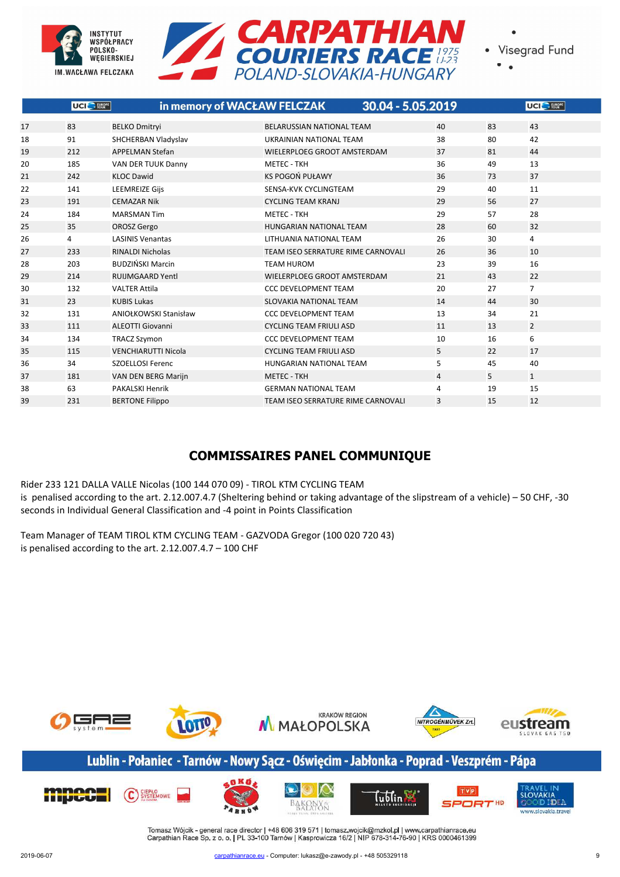in memory of WACŁAW FELCZAK 30.04 - 5.05.2019

| | | | | | | |
|---|---|---|---|---|---|---|
| 17 | 83 | BELKO Dmitryi | BELARUSSIAN NATIONAL TEAM | 40 | 83 | 43 |
| 18 | 91 | SHCHERBAN Vladyslav | UKRAINIAN NATIONAL TEAM | 38 | 80 | 42 |
| 19 | 212 | APPELMAN Stefan | WIELERPLOEG GROOT AMSTERDAM | 37 | 81 | 44 |
| 20 | 185 | VAN DER TUUK Danny | METEC - TKH | 36 | 49 | 13 |
| 21 | 242 | KLOC Dawid | KS POGOŃ PUŁAWY | 36 | 73 | 37 |
| 22 | 141 | LEEMREIZE Gijs | SENSA-KVK CYCLINGTEAM | 29 | 40 | 11 |
| 23 | 191 | CEMAZAR Nik | CYCLING TEAM KRANJ | 29 | 56 | 27 |
| 24 | 184 | MARSMAN Tim | METEC - TKH | 29 | 57 | 28 |
| 25 | 35 | OROSZ Gergo | HUNGARIAN NATIONAL TEAM | 28 | 60 | 32 |
| 26 | 4 | LASINIS Venantas | LITHUANIA NATIONAL TEAM | 26 | 30 | 4 |
| 27 | 233 | RINALDI Nicholas | TEAM ISEO SERRATURE RIME CARNOVALI | 26 | 36 | 10 |
| 28 | 203 | BUDZIŃSKI Marcin | TEAM HUROM | 23 | 39 | 16 |
| 29 | 214 | RUIJMGAARD Yentl | WIELERPLOEG GROOT AMSTERDAM | 21 | 43 | 22 |
| 30 | 132 | VALTER Attila | CCC DEVELOPMENT TEAM | 20 | 27 | 7 |
| 31 | 23 | KUBIS Lukas | SLOVAKIA NATIONAL TEAM | 14 | 44 | 30 |
| 32 | 131 | ANIOŁKOWSKI Stanisław | CCC DEVELOPMENT TEAM | 13 | 34 | 21 |
| 33 | 111 | ALEOTTI Giovanni | CYCLING TEAM FRIULI ASD | 11 | 13 | 2 |
| 34 | 134 | TRACZ Szymon | CCC DEVELOPMENT TEAM | 10 | 16 | 6 |
| 35 | 115 | VENCHIARUTTI Nicola | CYCLING TEAM FRIULI ASD | 5 | 22 | 17 |
| 36 | 34 | SZOELLOSI Ferenc | HUNGARIAN NATIONAL TEAM | 5 | 45 | 40 |
| 37 | 181 | VAN DEN BERG Marijn | METEC - TKH | 4 | 5 | 1 |
| 38 | 63 | PAKALSKI Henrik | GERMAN NATIONAL TEAM | 4 | 19 | 15 |
| 39 | 231 | BERTONE Filippo | TEAM ISEO SERRATURE RIME CARNOVALI | 3 | 15 | 12 |

## COMMISSAIRES PANEL COMMUNIQUE

Rider 233 121 DALLA VALLE Nicolas (100 144 070 09) - TIROL KTM CYCLING TEAM
is penalised according to the art. 2.12.007.4.7 (Sheltering behind or taking advantage of the slipstream of a vehicle) – 50 CHF, -30 seconds in Individual General Classification and -4 point in Points Classification

Team Manager of TEAM TIROL KTM CYCLING TEAM - GAZVODA Gregor (100 020 720 43)
is penalised according to the art. 2.12.007.4.7 – 100 CHF

Lublin - Połaniec - Tarnów - Nowy Sącz - Oświęcim - Jabłonka - Poprad - Veszprém - Pápa

Tomasz Wójcik - general race director | +48 606 319 571 | tomasz.wojcik@mzkol.pl | www.carpathianrace.eu
Carpathian Race Sp. z o. o. | PL 33-100 Tarnów | Kasprowicza 16/2 | NIP 678-314-76-90 | KRS 0000461399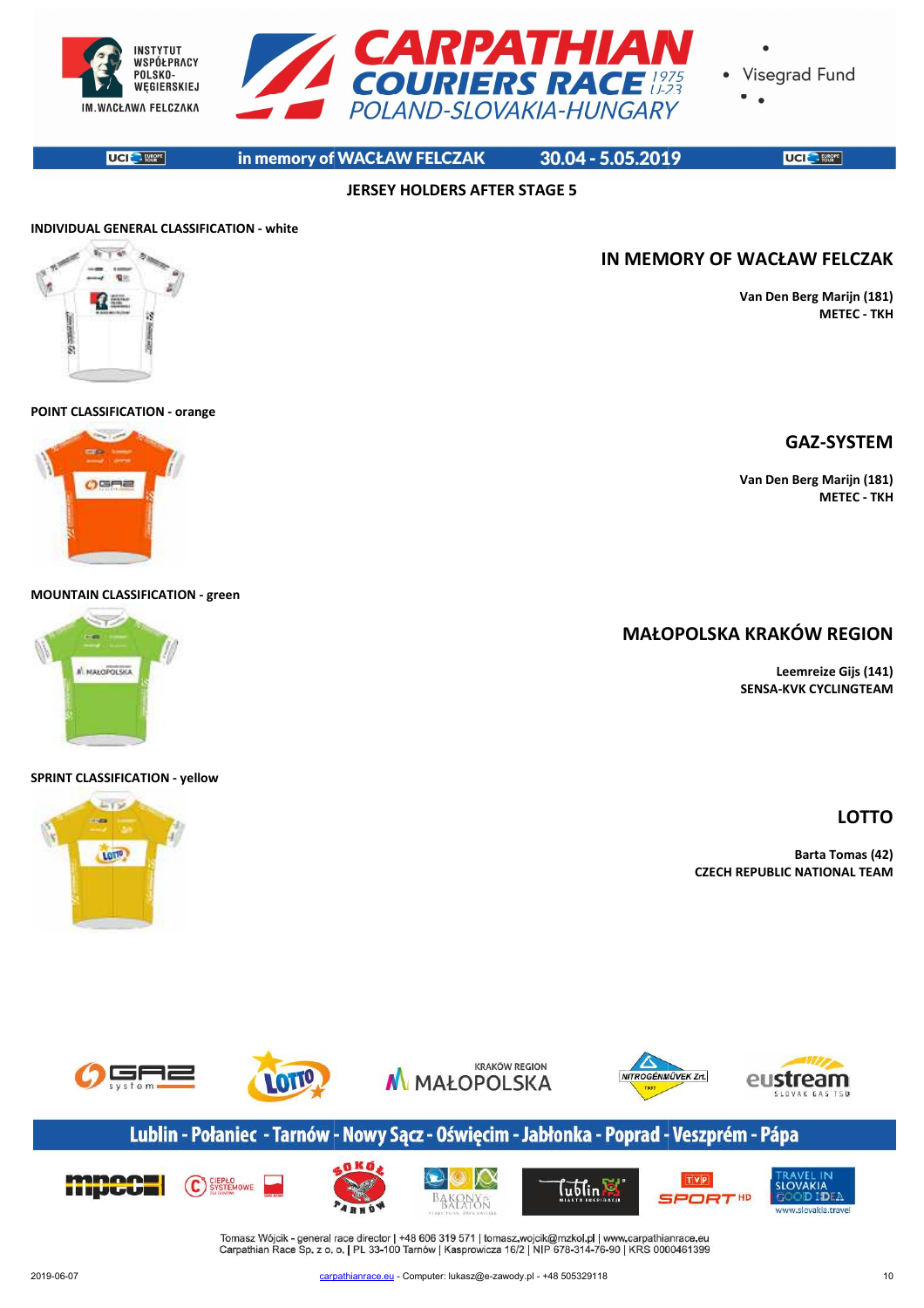## JERSEY HOLDERS AFTER STAGE 5

**INDIVIDUAL GENERAL CLASSIFICATION - white**

### IN MEMORY OF WACŁAW FELCZAK

**Van Den Berg Marijn (181)**
**METEC - TKH**

**POINT CLASSIFICATION - orange**

### GAZ-SYSTEM

**Van Den Berg Marijn (181)**
**METEC - TKH**

**MOUNTAIN CLASSIFICATION - green**

### MAŁOPOLSKA KRAKÓW REGION

**Leemreize Gijs (141)**
**SENSA-KVK CYCLINGTEAM**

**SPRINT CLASSIFICATION - yellow**

### LOTTO

**Barta Tomas (42)**
**CZECH REPUBLIC NATIONAL TEAM**

Lublin - Połaniec - Tarnów - Nowy Sącz - Oświęcim - Jabłonka - Poprad - Veszprém - Pápa

Tomasz Wójcik - general race director | +48 606 319 571 | tomasz.wojcik@mzkol.pl | www.carpathianrace.eu
Carpathian Race Sp. z o. o. | PL 33-100 Tarnów | Kasprowicza 16/2 | NIP 678-314-76-90 | KRS 0000461399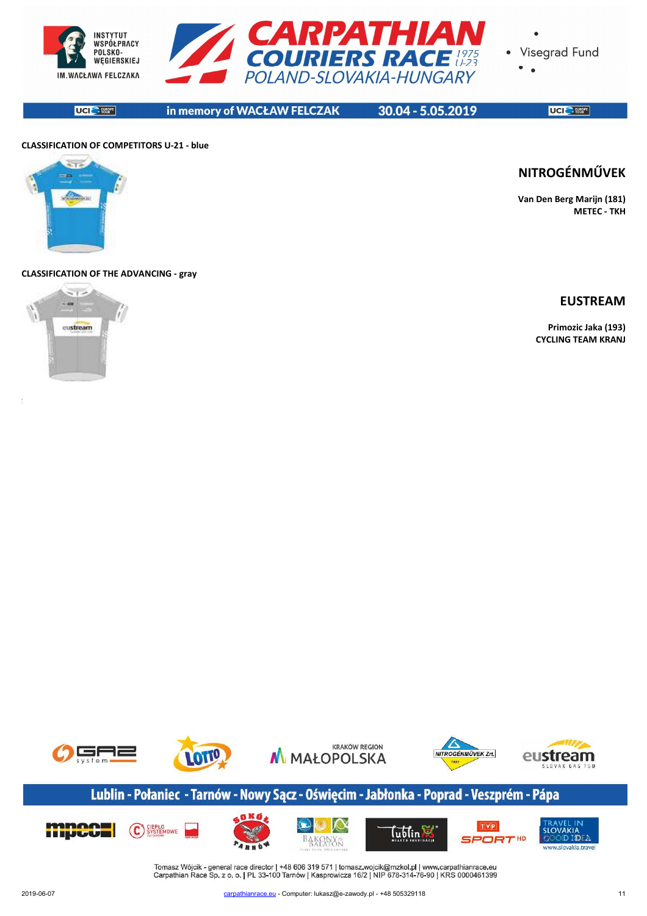**CLASSIFICATION OF COMPETITORS U-21 - blue**

## NITROGÉNMŰVEK

**Van Den Berg Marijn (181)**
**METEC - TKH**

**CLASSIFICATION OF THE ADVANCING - gray**

## EUSTREAM

**Primozic Jaka (193)**
**CYCLING TEAM KRANJ**

Lublin - Połaniec - Tarnów - Nowy Sącz - Oświęcim - Jabłonka - Poprad - Veszprém - Pápa

Tomasz Wójcik - general race director | +48 606 319 571 | tomasz.wojcik@mzkol.pl | www.carpathianrace.eu
Carpathian Race Sp. z o. o. | PL 33-100 Tarnów | Kasprowicza 16/2 | NIP 678-314-76-90 | KRS 0000461399